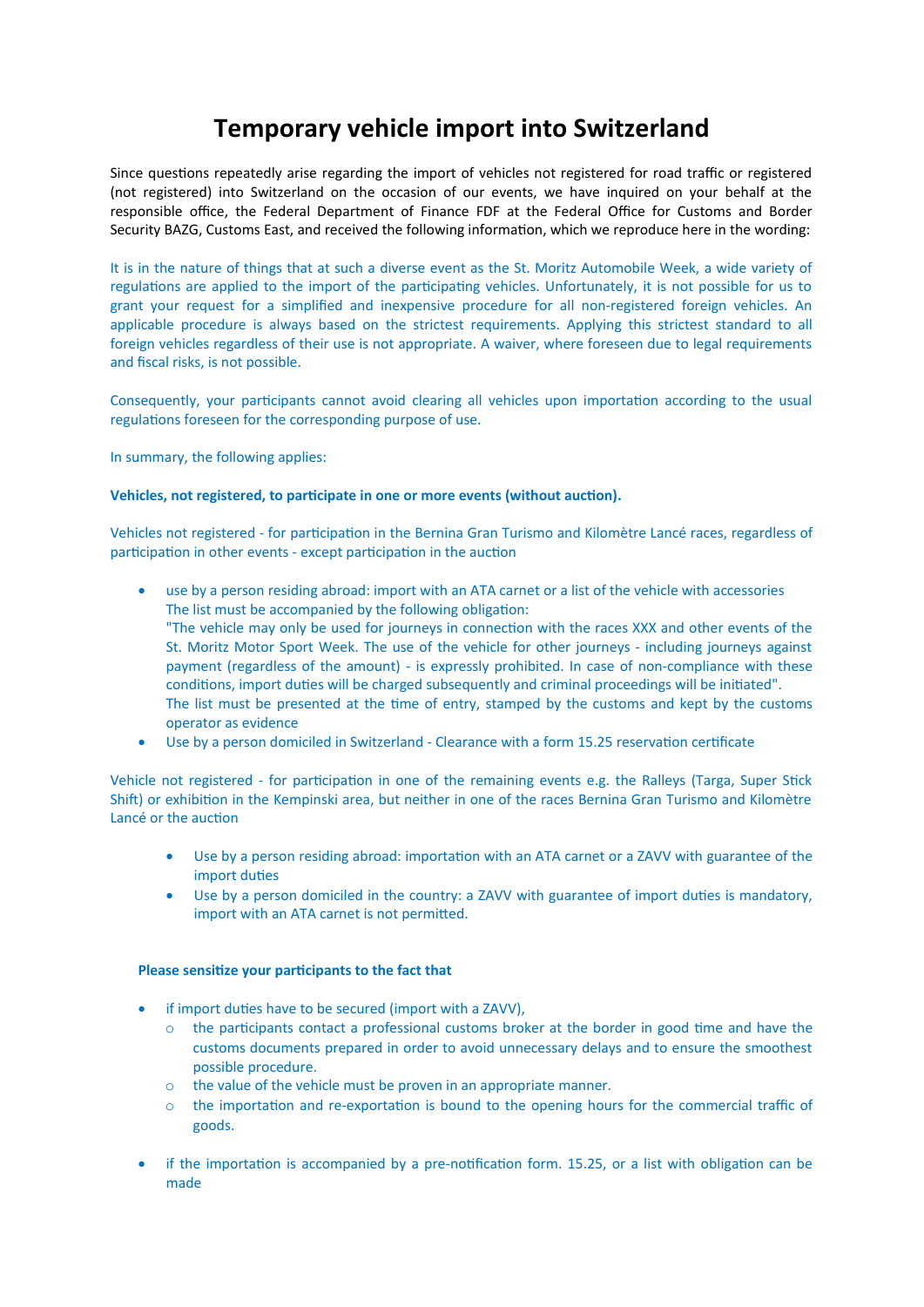# Temporary vehicle import into Switzerland

Since questions repeatedly arise regarding the import of vehicles not registered for road traffic or registered (not registered) into Switzerland on the occasion of our events, we have inquired on your behalf at the responsible office, the Federal Department of Finance FDF at the Federal Office for Customs and Border Security BAZG, Customs East, and received the following information, which we reproduce here in the wording:

It is in the nature of things that at such a diverse event as the St. Moritz Automobile Week, a wide variety of regulations are applied to the import of the participating vehicles. Unfortunately, it is not possible for us to grant your request for a simplified and inexpensive procedure for all non-registered foreign vehicles. An applicable procedure is always based on the strictest requirements. Applying this strictest standard to all foreign vehicles regardless of their use is not appropriate. A waiver, where foreseen due to legal requirements and fiscal risks, is not possible.

Consequently, your participants cannot avoid clearing all vehicles upon importation according to the usual regulations foreseen for the corresponding purpose of use.

In summary, the following applies:

**Vehicles, not registered, to participate in one or more events (without auction).**

Vehicles not registered - for participation in the Bernina Gran Turismo and Kilomètre Lancé races, regardless of participation in other events - except participation in the auction

- use by a person residing abroad: import with an ATA carnet or a list of the vehicle with accessories
  The list must be accompanied by the following obligation:
  "The vehicle may only be used for journeys in connection with the races XXX and other events of the St. Moritz Motor Sport Week. The use of the vehicle for other journeys - including journeys against payment (regardless of the amount) - is expressly prohibited. In case of non-compliance with these conditions, import duties will be charged subsequently and criminal proceedings will be initiated".
  The list must be presented at the time of entry, stamped by the customs and kept by the customs operator as evidence
- Use by a person domiciled in Switzerland - Clearance with a form 15.25 reservation certificate

Vehicle not registered - for participation in one of the remaining events e.g. the Ralleys (Targa, Super Stick Shift) or exhibition in the Kempinski area, but neither in one of the races Bernina Gran Turismo and Kilomètre Lancé or the auction

- Use by a person residing abroad: importation with an ATA carnet or a ZAVV with guarantee of the import duties
- Use by a person domiciled in the country: a ZAVV with guarantee of import duties is mandatory, import with an ATA carnet is not permitted.

**Please sensitize your participants to the fact that**

- if import duties have to be secured (import with a ZAVV),
  - the participants contact a professional customs broker at the border in good time and have the customs documents prepared in order to avoid unnecessary delays and to ensure the smoothest possible procedure.
  - the value of the vehicle must be proven in an appropriate manner.
  - the importation and re-exportation is bound to the opening hours for the commercial traffic of goods.
- if the importation is accompanied by a pre-notification form. 15.25, or a list with obligation can be made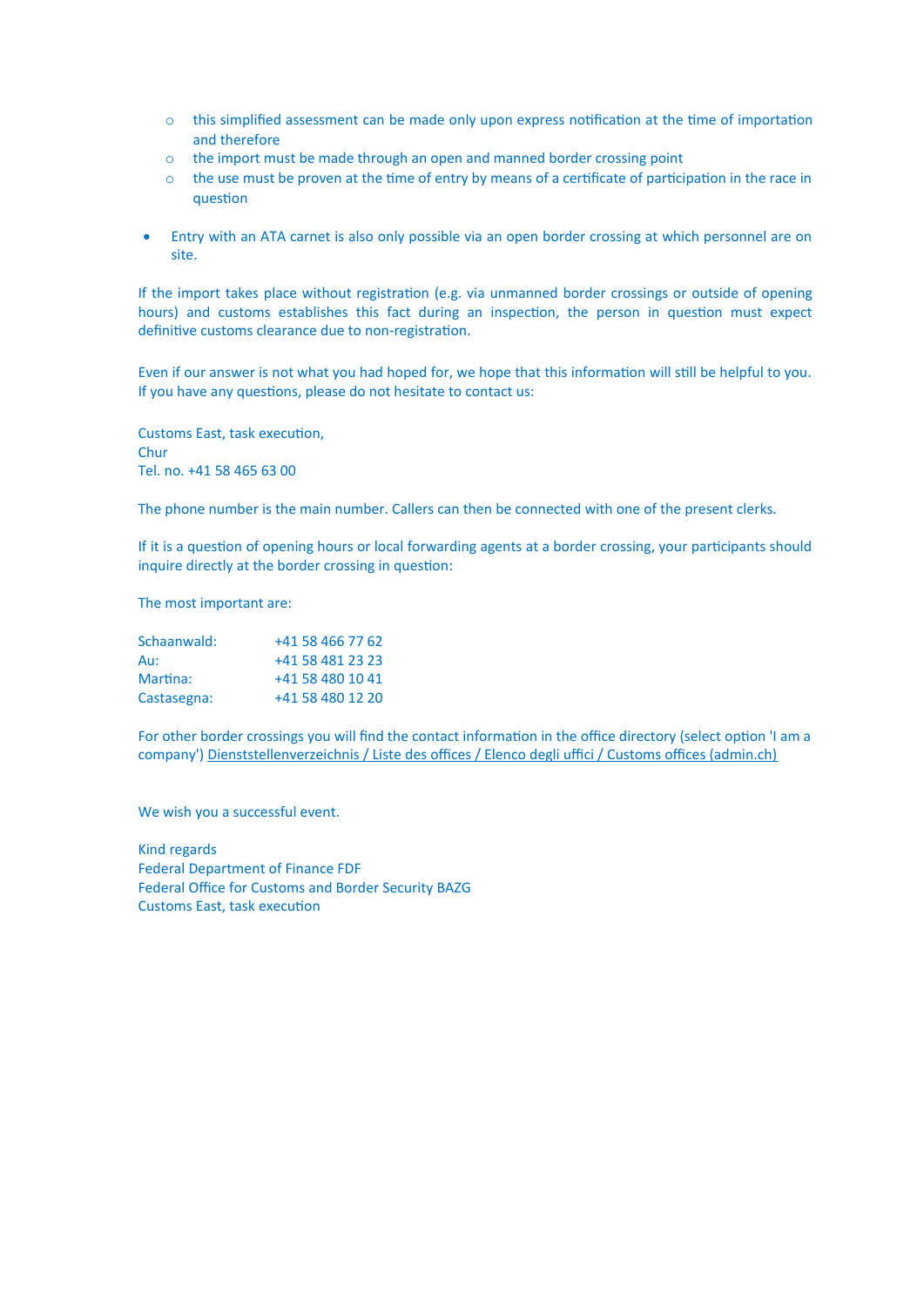- this simplified assessment can be made only upon express notification at the time of importation and therefore
  - the import must be made through an open and manned border crossing point
  - the use must be proven at the time of entry by means of a certificate of participation in the race in question

- Entry with an ATA carnet is also only possible via an open border crossing at which personnel are on site.

If the import takes place without registration (e.g. via unmanned border crossings or outside of opening hours) and customs establishes this fact during an inspection, the person in question must expect definitive customs clearance due to non-registration.

Even if our answer is not what you had hoped for, we hope that this information will still be helpful to you. If you have any questions, please do not hesitate to contact us:

Customs East, task execution,
Chur
Tel. no. +41 58 465 63 00

The phone number is the main number. Callers can then be connected with one of the present clerks.

If it is a question of opening hours or local forwarding agents at a border crossing, your participants should inquire directly at the border crossing in question:

The most important are:

| | |
|---|---|
| Schaanwald: | +41 58 466 77 62 |
| Au: | +41 58 481 23 23 |
| Martina: | +41 58 480 10 41 |
| Castasegna: | +41 58 480 12 20 |

For other border crossings you will find the contact information in the office directory (select option 'I am a company') Dienststellenverzeichnis / Liste des offices / Elenco degli uffici / Customs offices (admin.ch)

We wish you a successful event.

Kind regards
Federal Department of Finance FDF
Federal Office for Customs and Border Security BAZG
Customs East, task execution